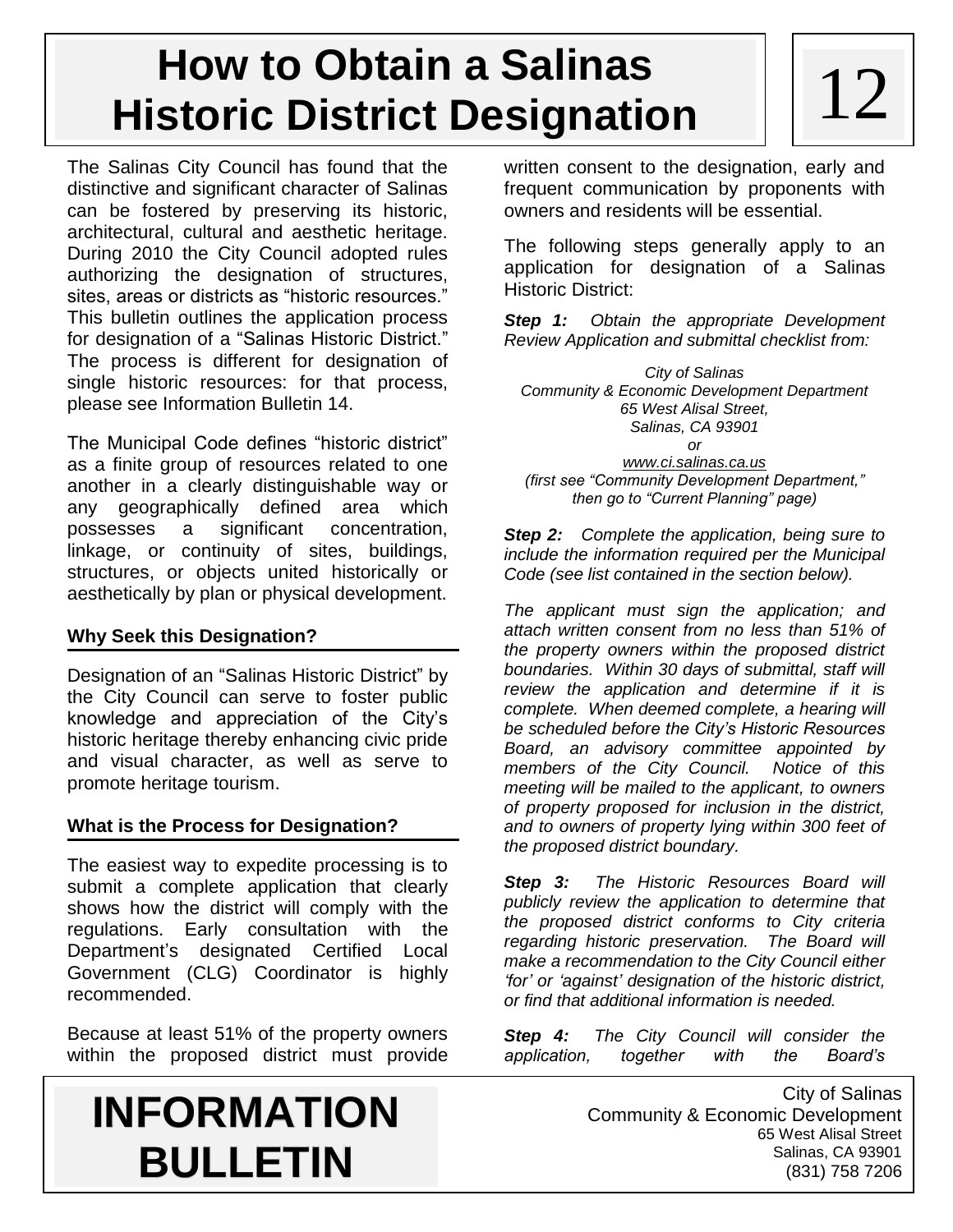# How to Obtain a Salinas Historic District Designation

12

The Salinas City Council has found that the distinctive and significant character of Salinas can be fostered by preserving its historic, architectural, cultural and aesthetic heritage. During 2010 the City Council adopted rules authorizing the designation of structures, sites, areas or districts as "historic resources." This bulletin outlines the application process for designation of a "Salinas Historic District." The process is different for designation of single historic resources: for that process, please see Information Bulletin 14.

The Municipal Code defines "historic district" as a finite group of resources related to one another in a clearly distinguishable way or any geographically defined area which possesses a significant concentration, linkage, or continuity of sites, buildings, structures, or objects united historically or aesthetically by plan or physical development.

### Why Seek this Designation?

Designation of an "Salinas Historic District" by the City Council can serve to foster public knowledge and appreciation of the City's historic heritage thereby enhancing civic pride and visual character, as well as serve to promote heritage tourism.

### What is the Process for Designation?

The easiest way to expedite processing is to submit a complete application that clearly shows how the district will comply with the regulations. Early consultation with the Department's designated Certified Local Government (CLG) Coordinator is highly recommended.

Because at least 51% of the property owners within the proposed district must provide written consent to the designation, early and frequent communication by proponents with owners and residents will be essential.

The following steps generally apply to an application for designation of a Salinas Historic District:

***Step 1:*** *Obtain the appropriate Development Review Application and submittal checklist from:*

*City of Salinas*
*Community & Economic Development Department*
*65 West Alisal Street,*
*Salinas, CA 93901*
*or*
*www.ci.salinas.ca.us*
*(first see "Community Development Department," then go to "Current Planning" page)*

***Step 2:*** *Complete the application, being sure to include the information required per the Municipal Code (see list contained in the section below).*

*The applicant must sign the application; and attach written consent from no less than 51% of the property owners within the proposed district boundaries. Within 30 days of submittal, staff will review the application and determine if it is complete. When deemed complete, a hearing will be scheduled before the City's Historic Resources Board, an advisory committee appointed by members of the City Council. Notice of this meeting will be mailed to the applicant, to owners of property proposed for inclusion in the district, and to owners of property lying within 300 feet of the proposed district boundary.*

***Step 3:*** *The Historic Resources Board will publicly review the application to determine that the proposed district conforms to City criteria regarding historic preservation. The Board will make a recommendation to the City Council either 'for' or 'against' designation of the historic district, or find that additional information is needed.*

***Step 4:*** *The City Council will consider the application, together with the Board's*

**INFORMATION BULLETIN**

City of Salinas
Community & Economic Development
65 West Alisal Street
Salinas, CA 93901
(831) 758 7206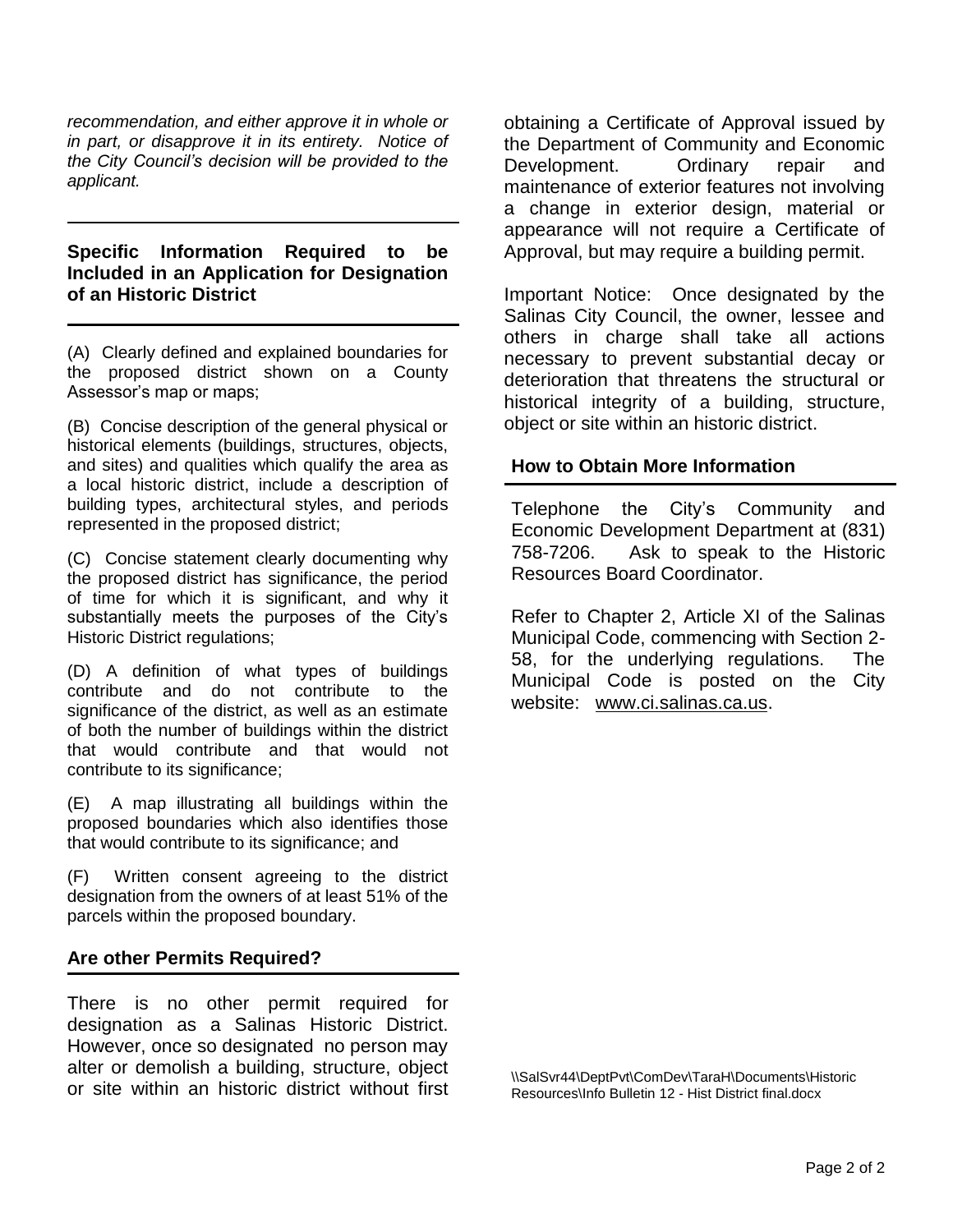*recommendation, and either approve it in whole or in part, or disapprove it in its entirety. Notice of the City Council's decision will be provided to the applicant.*

## Specific Information Required to be Included in an Application for Designation of an Historic District

(A) Clearly defined and explained boundaries for the proposed district shown on a County Assessor's map or maps;

(B) Concise description of the general physical or historical elements (buildings, structures, objects, and sites) and qualities which qualify the area as a local historic district, include a description of building types, architectural styles, and periods represented in the proposed district;

(C) Concise statement clearly documenting why the proposed district has significance, the period of time for which it is significant, and why it substantially meets the purposes of the City's Historic District regulations;

(D) A definition of what types of buildings contribute and do not contribute to the significance of the district, as well as an estimate of both the number of buildings within the district that would contribute and that would not contribute to its significance;

(E) A map illustrating all buildings within the proposed boundaries which also identifies those that would contribute to its significance; and

(F) Written consent agreeing to the district designation from the owners of at least 51% of the parcels within the proposed boundary.

## Are other Permits Required?

There is no other permit required for designation as a Salinas Historic District. However, once so designated no person may alter or demolish a building, structure, object or site within an historic district without first obtaining a Certificate of Approval issued by the Department of Community and Economic Development. Ordinary repair and maintenance of exterior features not involving a change in exterior design, material or appearance will not require a Certificate of Approval, but may require a building permit.

Important Notice: Once designated by the Salinas City Council, the owner, lessee and others in charge shall take all actions necessary to prevent substantial decay or deterioration that threatens the structural or historical integrity of a building, structure, object or site within an historic district.

## How to Obtain More Information

Telephone the City's Community and Economic Development Department at (831) 758-7206. Ask to speak to the Historic Resources Board Coordinator.

Refer to Chapter 2, Article XI of the Salinas Municipal Code, commencing with Section 2-58, for the underlying regulations. The Municipal Code is posted on the City website: www.ci.salinas.ca.us.

\\SalSvr44\DeptPvt\ComDev\TaraH\Documents\Historic Resources\Info Bulletin 12 - Hist District final.docx